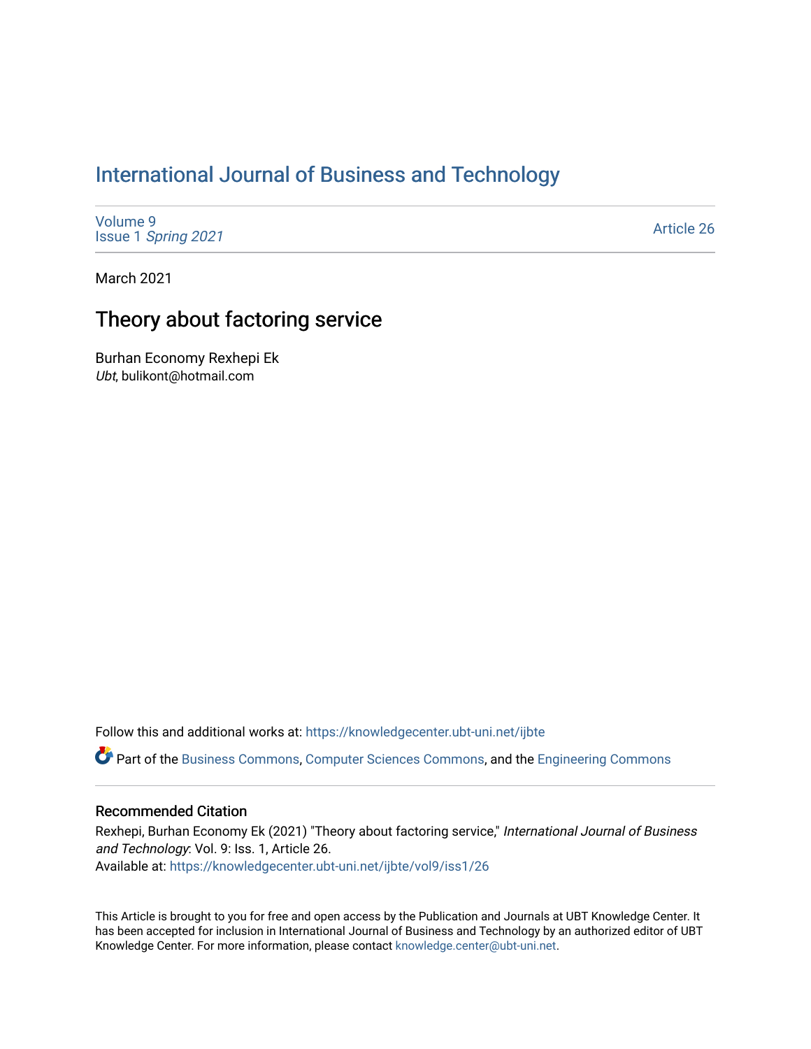# International Journal of Business and Technology

Volume 9
Issue 1 *Spring 2021*

Article 26

March 2021

## Theory about factoring service

Burhan Economy Rexhepi Ek
*Ubt*, bulikont@hotmail.com

Follow this and additional works at: https://knowledgecenter.ubt-uni.net/ijbte

Part of the Business Commons, Computer Sciences Commons, and the Engineering Commons

### Recommended Citation

Rexhepi, Burhan Economy Ek (2021) "Theory about factoring service," *International Journal of Business and Technology*: Vol. 9: Iss. 1, Article 26.
Available at: https://knowledgecenter.ubt-uni.net/ijbte/vol9/iss1/26

This Article is brought to you for free and open access by the Publication and Journals at UBT Knowledge Center. It has been accepted for inclusion in International Journal of Business and Technology by an authorized editor of UBT Knowledge Center. For more information, please contact knowledge.center@ubt-uni.net.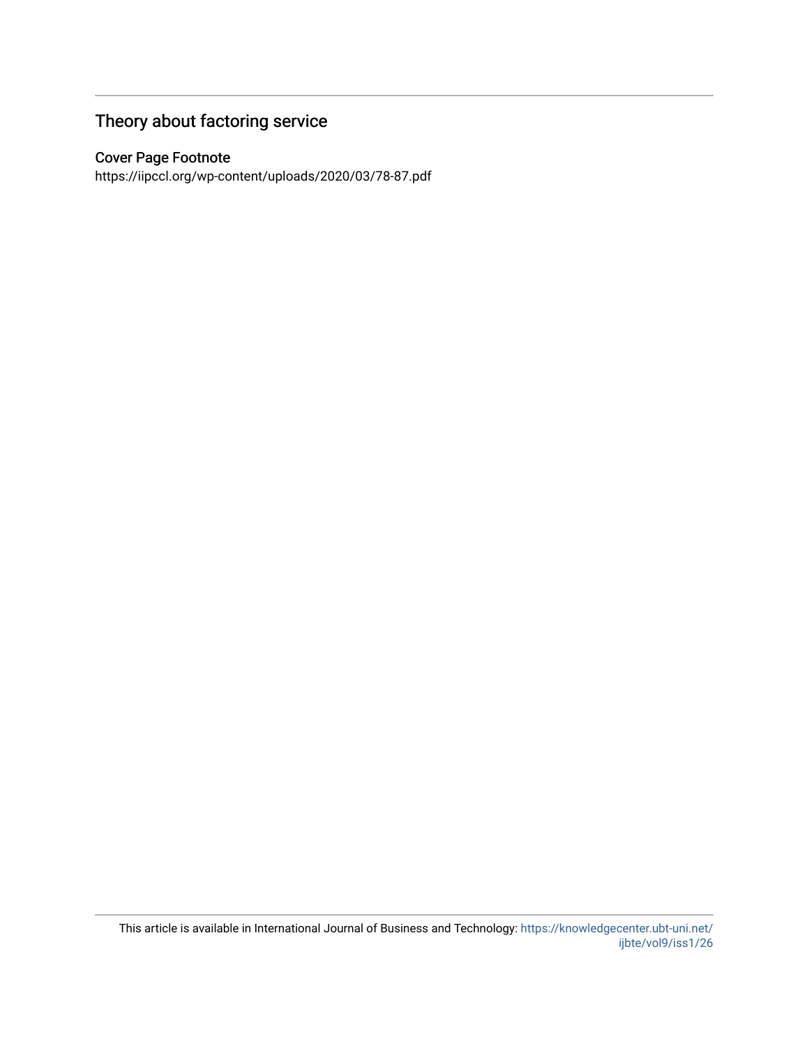## Theory about factoring service

### Cover Page Footnote

https://iipccl.org/wp-content/uploads/2020/03/78-87.pdf

This article is available in International Journal of Business and Technology: https://knowledgecenter.ubt-uni.net/ijbte/vol9/iss1/26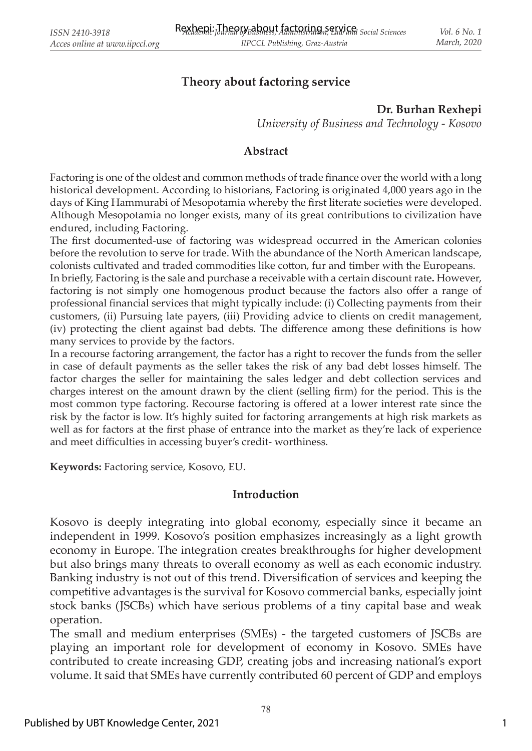# Theory about factoring service

**Dr. Burhan Rexhepi**

*University of Business and Technology - Kosovo*

## Abstract

Factoring is one of the oldest and common methods of trade finance over the world with a long historical development. According to historians, Factoring is originated 4,000 years ago in the days of King Hammurabi of Mesopotamia whereby the first literate societies were developed. Although Mesopotamia no longer exists, many of its great contributions to civilization have endured, including Factoring.

The first documented-use of factoring was widespread occurred in the American colonies before the revolution to serve for trade. With the abundance of the North American landscape, colonists cultivated and traded commodities like cotton, fur and timber with the Europeans.

In briefly, Factoring is the sale and purchase a receivable with a certain discount rate**.** However, factoring is not simply one homogenous product because the factors also offer a range of professional financial services that might typically include: (i) Collecting payments from their customers, (ii) Pursuing late payers, (iii) Providing advice to clients on credit management, (iv) protecting the client against bad debts. The difference among these definitions is how many services to provide by the factors.

In a recourse factoring arrangement, the factor has a right to recover the funds from the seller in case of default payments as the seller takes the risk of any bad debt losses himself. The factor charges the seller for maintaining the sales ledger and debt collection services and charges interest on the amount drawn by the client (selling firm) for the period. This is the most common type factoring. Recourse factoring is offered at a lower interest rate since the risk by the factor is low. It's highly suited for factoring arrangements at high risk markets as well as for factors at the first phase of entrance into the market as they're lack of experience and meet difficulties in accessing buyer's credit- worthiness.

**Keywords:** Factoring service, Kosovo, EU.

## Introduction

Kosovo is deeply integrating into global economy, especially since it became an independent in 1999. Kosovo's position emphasizes increasingly as a light growth economy in Europe. The integration creates breakthroughs for higher development but also brings many threats to overall economy as well as each economic industry. Banking industry is not out of this trend. Diversification of services and keeping the competitive advantages is the survival for Kosovo commercial banks, especially joint stock banks (JSCBs) which have serious problems of a tiny capital base and weak operation.

The small and medium enterprises (SMEs) - the targeted customers of JSCBs are playing an important role for development of economy in Kosovo. SMEs have contributed to create increasing GDP, creating jobs and increasing national's export volume. It said that SMEs have currently contributed 60 percent of GDP and employs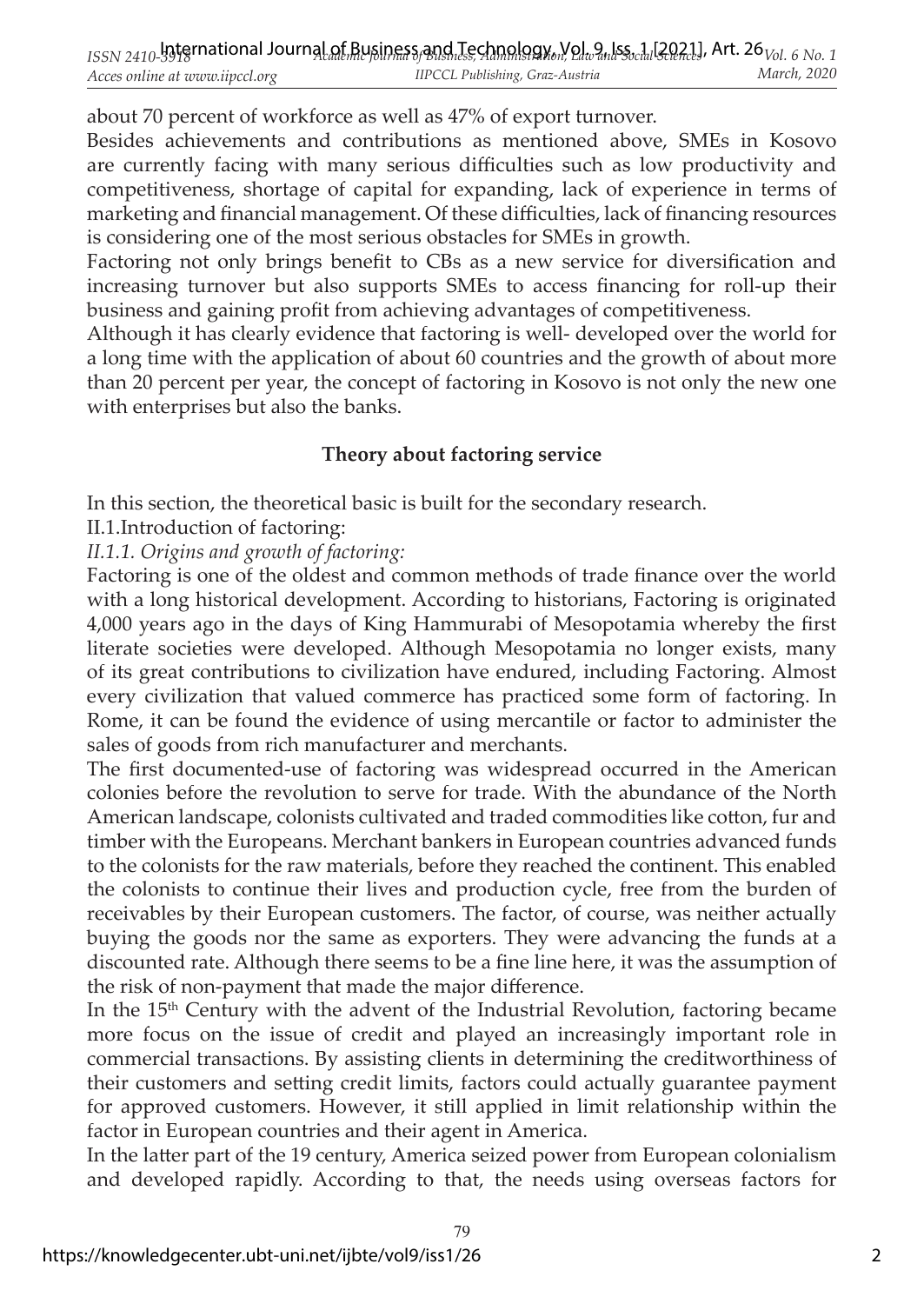about 70 percent of workforce as well as 47% of export turnover.

Besides achievements and contributions as mentioned above, SMEs in Kosovo are currently facing with many serious difficulties such as low productivity and competitiveness, shortage of capital for expanding, lack of experience in terms of marketing and financial management. Of these difficulties, lack of financing resources is considering one of the most serious obstacles for SMEs in growth.

Factoring not only brings benefit to CBs as a new service for diversification and increasing turnover but also supports SMEs to access financing for roll-up their business and gaining profit from achieving advantages of competitiveness.

Although it has clearly evidence that factoring is well- developed over the world for a long time with the application of about 60 countries and the growth of about more than 20 percent per year, the concept of factoring in Kosovo is not only the new one with enterprises but also the banks.

## Theory about factoring service

In this section, the theoretical basic is built for the secondary research.

II.1.Introduction of factoring:

*II.1.1. Origins and growth of factoring:*

Factoring is one of the oldest and common methods of trade finance over the world with a long historical development. According to historians, Factoring is originated 4,000 years ago in the days of King Hammurabi of Mesopotamia whereby the first literate societies were developed. Although Mesopotamia no longer exists, many of its great contributions to civilization have endured, including Factoring. Almost every civilization that valued commerce has practiced some form of factoring. In Rome, it can be found the evidence of using mercantile or factor to administer the sales of goods from rich manufacturer and merchants.

The first documented-use of factoring was widespread occurred in the American colonies before the revolution to serve for trade. With the abundance of the North American landscape, colonists cultivated and traded commodities like cotton, fur and timber with the Europeans. Merchant bankers in European countries advanced funds to the colonists for the raw materials, before they reached the continent. This enabled the colonists to continue their lives and production cycle, free from the burden of receivables by their European customers. The factor, of course, was neither actually buying the goods nor the same as exporters. They were advancing the funds at a discounted rate. Although there seems to be a fine line here, it was the assumption of the risk of non-payment that made the major difference.

In the 15th Century with the advent of the Industrial Revolution, factoring became more focus on the issue of credit and played an increasingly important role in commercial transactions. By assisting clients in determining the creditworthiness of their customers and setting credit limits, factors could actually guarantee payment for approved customers. However, it still applied in limit relationship within the factor in European countries and their agent in America.

In the latter part of the 19 century, America seized power from European colonialism and developed rapidly. According to that, the needs using overseas factors for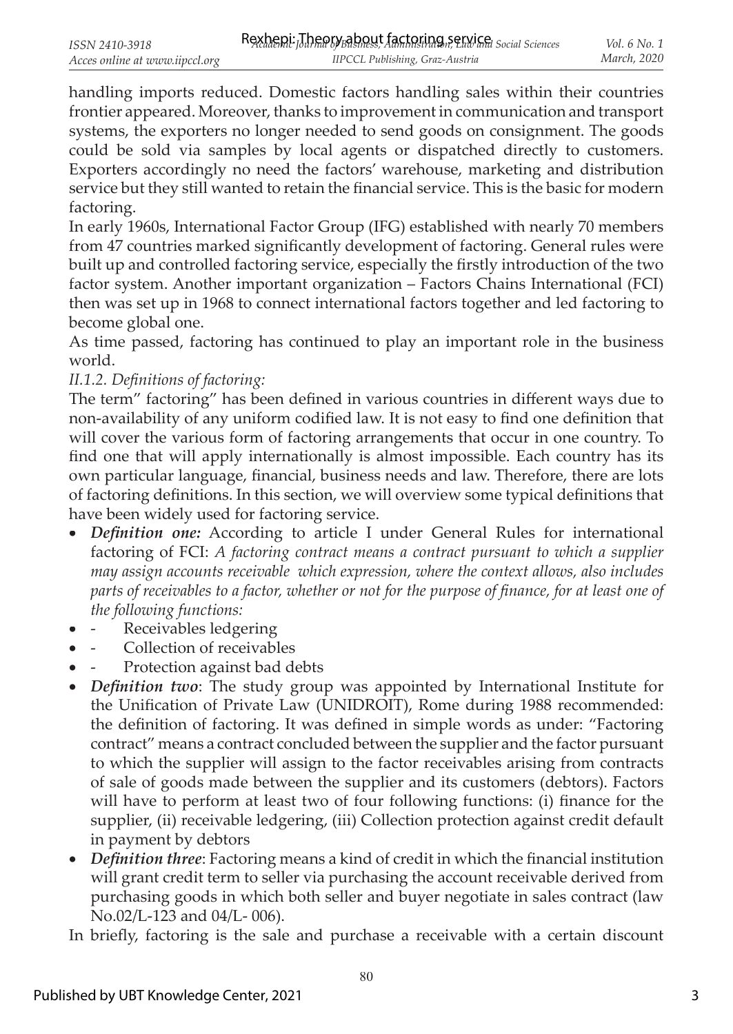handling imports reduced. Domestic factors handling sales within their countries frontier appeared. Moreover, thanks to improvement in communication and transport systems, the exporters no longer needed to send goods on consignment. The goods could be sold via samples by local agents or dispatched directly to customers. Exporters accordingly no need the factors' warehouse, marketing and distribution service but they still wanted to retain the financial service. This is the basic for modern factoring.

In early 1960s, International Factor Group (IFG) established with nearly 70 members from 47 countries marked significantly development of factoring. General rules were built up and controlled factoring service, especially the firstly introduction of the two factor system. Another important organization – Factors Chains International (FCI) then was set up in 1968 to connect international factors together and led factoring to become global one.

As time passed, factoring has continued to play an important role in the business world.

*II.1.2. Definitions of factoring:*

The term" factoring" has been defined in various countries in different ways due to non-availability of any uniform codified law. It is not easy to find one definition that will cover the various form of factoring arrangements that occur in one country. To find one that will apply internationally is almost impossible. Each country has its own particular language, financial, business needs and law. Therefore, there are lots of factoring definitions. In this section, we will overview some typical definitions that have been widely used for factoring service.

- ***Definition one:*** According to article I under General Rules for international factoring of FCI: *A factoring contract means a contract pursuant to which a supplier may assign accounts receivable which expression, where the context allows, also includes parts of receivables to a factor, whether or not for the purpose of finance, for at least one of the following functions:*
- - Receivables ledgering
- - Collection of receivables
- - Protection against bad debts
- ***Definition two***: The study group was appointed by International Institute for the Unification of Private Law (UNIDROIT), Rome during 1988 recommended: the definition of factoring. It was defined in simple words as under: "Factoring contract" means a contract concluded between the supplier and the factor pursuant to which the supplier will assign to the factor receivables arising from contracts of sale of goods made between the supplier and its customers (debtors). Factors will have to perform at least two of four following functions: (i) finance for the supplier, (ii) receivable ledgering, (iii) Collection protection against credit default in payment by debtors
- ***Definition three***: Factoring means a kind of credit in which the financial institution will grant credit term to seller via purchasing the account receivable derived from purchasing goods in which both seller and buyer negotiate in sales contract (law No.02/L-123 and 04/L- 006).

In briefly, factoring is the sale and purchase a receivable with a certain discount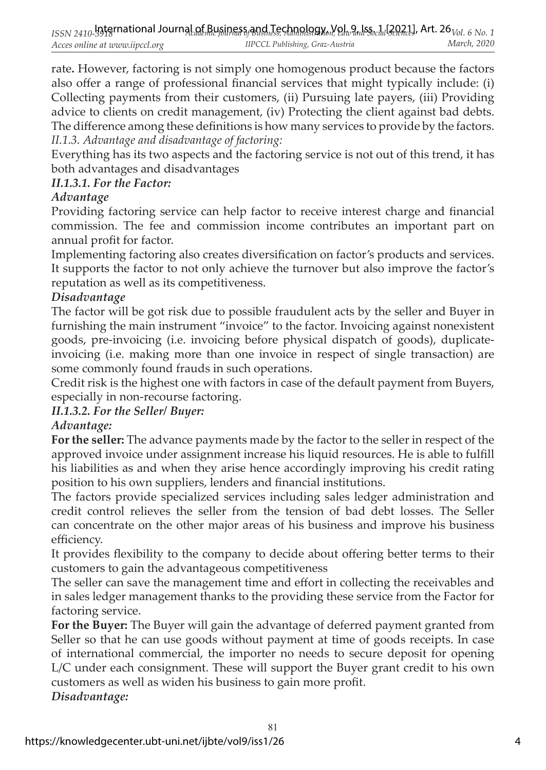rate**.** However, factoring is not simply one homogenous product because the factors also offer a range of professional financial services that might typically include: (i) Collecting payments from their customers, (ii) Pursuing late payers, (iii) Providing advice to clients on credit management, (iv) Protecting the client against bad debts. The difference among these definitions is how many services to provide by the factors.

*II.1.3. Advantage and disadvantage of factoring:*

Everything has its two aspects and the factoring service is not out of this trend, it has both advantages and disadvantages

***II.1.3.1. For the Factor:***

***Advantage***

Providing factoring service can help factor to receive interest charge and financial commission. The fee and commission income contributes an important part on annual profit for factor.

Implementing factoring also creates diversification on factor's products and services. It supports the factor to not only achieve the turnover but also improve the factor's reputation as well as its competitiveness.

***Disadvantage***

The factor will be got risk due to possible fraudulent acts by the seller and Buyer in furnishing the main instrument "invoice" to the factor. Invoicing against nonexistent goods, pre-invoicing (i.e. invoicing before physical dispatch of goods), duplicate-invoicing (i.e. making more than one invoice in respect of single transaction) are some commonly found frauds in such operations.

Credit risk is the highest one with factors in case of the default payment from Buyers, especially in non-recourse factoring.

***II.1.3.2. For the Seller/ Buyer:***

***Advantage:***

**For the seller:** The advance payments made by the factor to the seller in respect of the approved invoice under assignment increase his liquid resources. He is able to fulfill his liabilities as and when they arise hence accordingly improving his credit rating position to his own suppliers, lenders and financial institutions.

The factors provide specialized services including sales ledger administration and credit control relieves the seller from the tension of bad debt losses. The Seller can concentrate on the other major areas of his business and improve his business efficiency.

It provides flexibility to the company to decide about offering better terms to their customers to gain the advantageous competitiveness

The seller can save the management time and effort in collecting the receivables and in sales ledger management thanks to the providing these service from the Factor for factoring service.

**For the Buyer:** The Buyer will gain the advantage of deferred payment granted from Seller so that he can use goods without payment at time of goods receipts. In case of international commercial, the importer no needs to secure deposit for opening L/C under each consignment. These will support the Buyer grant credit to his own customers as well as widen his business to gain more profit.

***Disadvantage:***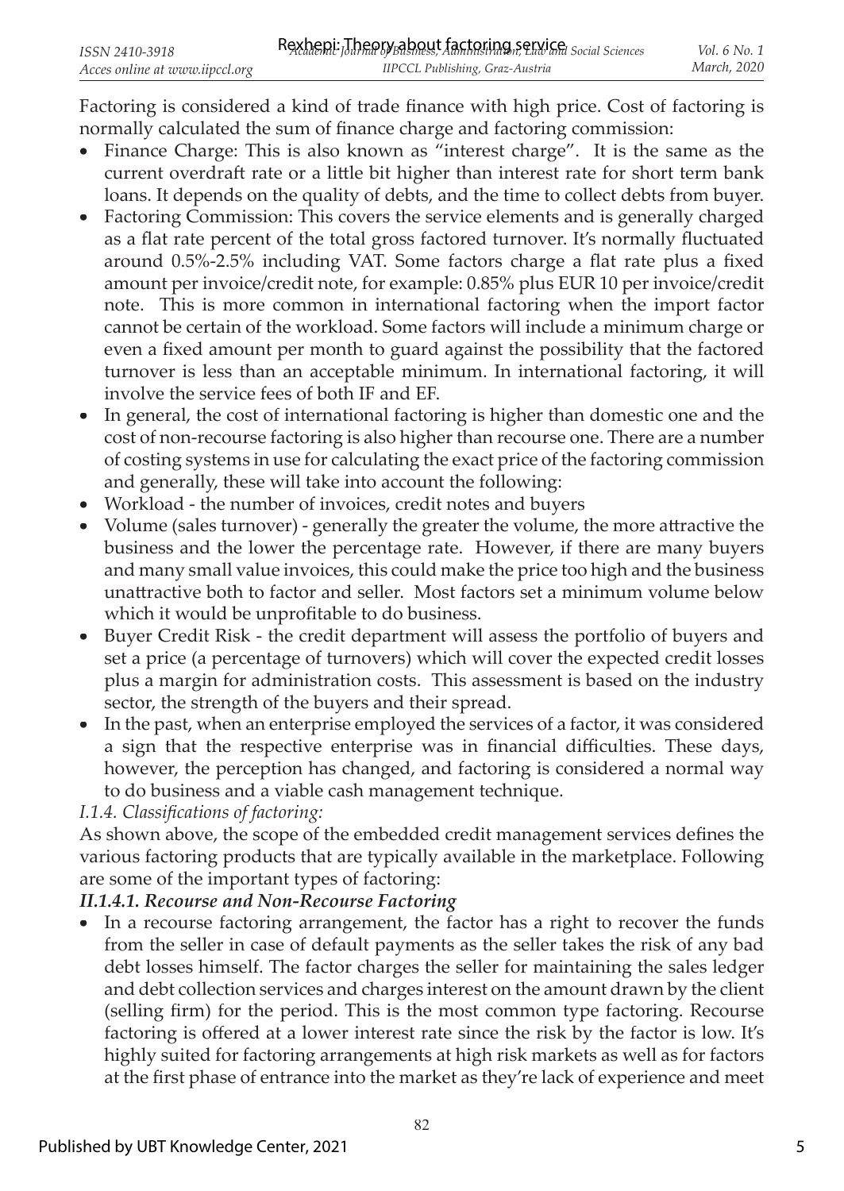Factoring is considered a kind of trade finance with high price. Cost of factoring is normally calculated the sum of finance charge and factoring commission:

- Finance Charge: This is also known as "interest charge". It is the same as the current overdraft rate or a little bit higher than interest rate for short term bank loans. It depends on the quality of debts, and the time to collect debts from buyer.
- Factoring Commission: This covers the service elements and is generally charged as a flat rate percent of the total gross factored turnover. It's normally fluctuated around 0.5%-2.5% including VAT. Some factors charge a flat rate plus a fixed amount per invoice/credit note, for example: 0.85% plus EUR 10 per invoice/credit note. This is more common in international factoring when the import factor cannot be certain of the workload. Some factors will include a minimum charge or even a fixed amount per month to guard against the possibility that the factored turnover is less than an acceptable minimum. In international factoring, it will involve the service fees of both IF and EF.
- In general, the cost of international factoring is higher than domestic one and the cost of non-recourse factoring is also higher than recourse one. There are a number of costing systems in use for calculating the exact price of the factoring commission and generally, these will take into account the following:
- Workload - the number of invoices, credit notes and buyers
- Volume (sales turnover) - generally the greater the volume, the more attractive the business and the lower the percentage rate. However, if there are many buyers and many small value invoices, this could make the price too high and the business unattractive both to factor and seller. Most factors set a minimum volume below which it would be unprofitable to do business.
- Buyer Credit Risk - the credit department will assess the portfolio of buyers and set a price (a percentage of turnovers) which will cover the expected credit losses plus a margin for administration costs. This assessment is based on the industry sector, the strength of the buyers and their spread.
- In the past, when an enterprise employed the services of a factor, it was considered a sign that the respective enterprise was in financial difficulties. These days, however, the perception has changed, and factoring is considered a normal way to do business and a viable cash management technique.

*I.1.4. Classifications of factoring:*

As shown above, the scope of the embedded credit management services defines the various factoring products that are typically available in the marketplace. Following are some of the important types of factoring:

***II.1.4.1. Recourse and Non-Recourse Factoring***

- In a recourse factoring arrangement, the factor has a right to recover the funds from the seller in case of default payments as the seller takes the risk of any bad debt losses himself. The factor charges the seller for maintaining the sales ledger and debt collection services and charges interest on the amount drawn by the client (selling firm) for the period. This is the most common type factoring. Recourse factoring is offered at a lower interest rate since the risk by the factor is low. It's highly suited for factoring arrangements at high risk markets as well as for factors at the first phase of entrance into the market as they're lack of experience and meet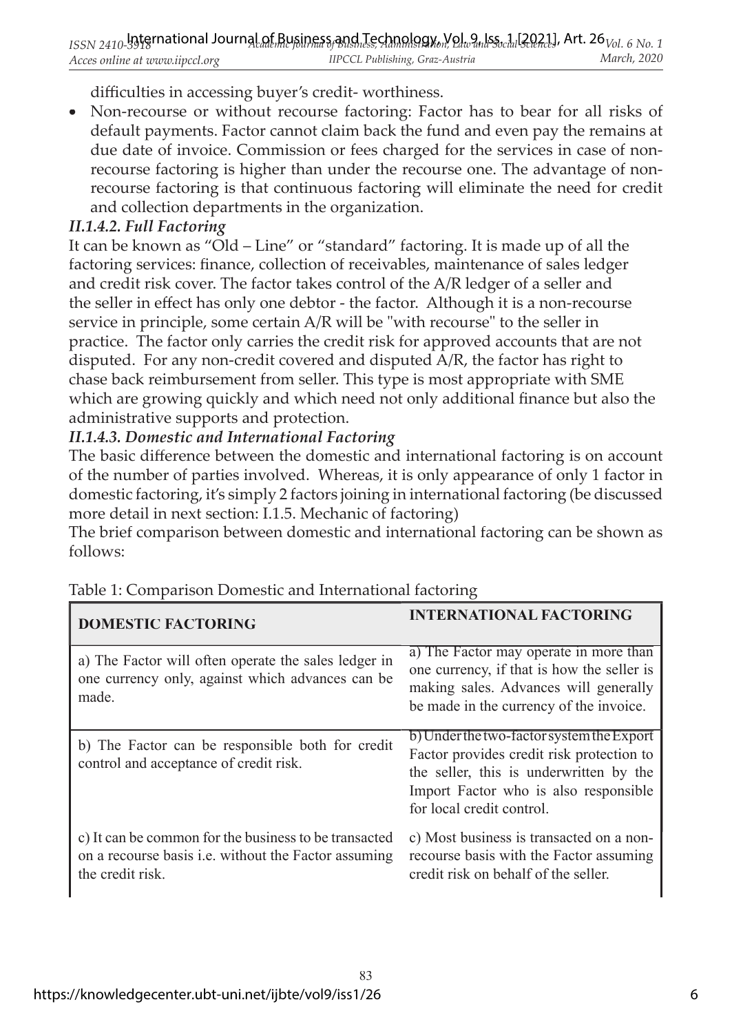difficulties in accessing buyer's credit- worthiness.

- Non-recourse or without recourse factoring: Factor has to bear for all risks of default payments. Factor cannot claim back the fund and even pay the remains at due date of invoice. Commission or fees charged for the services in case of non-recourse factoring is higher than under the recourse one. The advantage of non-recourse factoring is that continuous factoring will eliminate the need for credit and collection departments in the organization.

### *II.1.4.2. Full Factoring*

It can be known as "Old – Line" or "standard" factoring. It is made up of all the factoring services: finance, collection of receivables, maintenance of sales ledger and credit risk cover. The factor takes control of the A/R ledger of a seller and the seller in effect has only one debtor - the factor. Although it is a non-recourse service in principle, some certain A/R will be "with recourse" to the seller in practice. The factor only carries the credit risk for approved accounts that are not disputed. For any non-credit covered and disputed A/R, the factor has right to chase back reimbursement from seller. This type is most appropriate with SME which are growing quickly and which need not only additional finance but also the administrative supports and protection.

### *II.1.4.3. Domestic and International Factoring*

The basic difference between the domestic and international factoring is on account of the number of parties involved. Whereas, it is only appearance of only 1 factor in domestic factoring, it's simply 2 factors joining in international factoring (be discussed more detail in next section: I.1.5. Mechanic of factoring)

The brief comparison between domestic and international factoring can be shown as follows:

Table 1: Comparison Domestic and International factoring

| DOMESTIC FACTORING | INTERNATIONAL FACTORING |
|---|---|
| a) The Factor will often operate the sales ledger in one currency only, against which advances can be made. | a) The Factor may operate in more than one currency, if that is how the seller is making sales. Advances will generally be made in the currency of the invoice. |
| b) The Factor can be responsible both for credit control and acceptance of credit risk. | b) Under the two-factor system the Export Factor provides credit risk protection to the seller, this is underwritten by the Import Factor who is also responsible for local credit control. |
| c) It can be common for the business to be transacted on a recourse basis i.e. without the Factor assuming the credit risk. | c) Most business is transacted on a non-recourse basis with the Factor assuming credit risk on behalf of the seller. |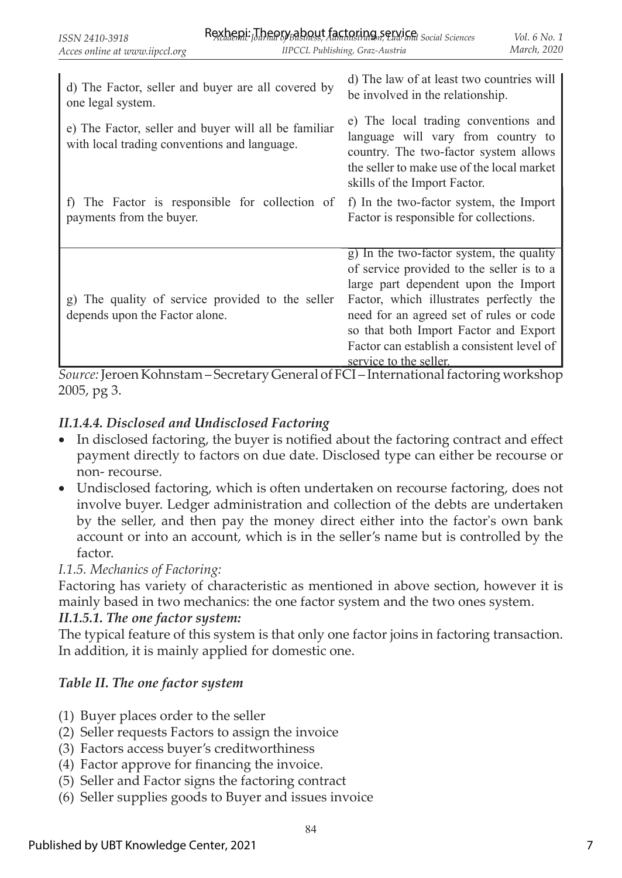| | |
|---|---|
| d) The Factor, seller and buyer are all covered by one legal system. | d) The law of at least two countries will be involved in the relationship. |
| e) The Factor, seller and buyer will all be familiar with local trading conventions and language. | e) The local trading conventions and language will vary from country to country. The two-factor system allows the seller to make use of the local market skills of the Import Factor. |
| f) The Factor is responsible for collection of payments from the buyer. | f) In the two-factor system, the Import Factor is responsible for collections. |
| g) The quality of service provided to the seller depends upon the Factor alone. | g) In the two-factor system, the quality of service provided to the seller is to a large part dependent upon the Import Factor, which illustrates perfectly the need for an agreed set of rules or code so that both Import Factor and Export Factor can establish a consistent level of service to the seller. |

*Source:* Jeroen Kohnstam – Secretary General of FCI – International factoring workshop 2005, pg 3.

### *II.1.4.4. Disclosed and Undisclosed Factoring*

- In disclosed factoring, the buyer is notified about the factoring contract and effect payment directly to factors on due date. Disclosed type can either be recourse or non- recourse.
- Undisclosed factoring, which is often undertaken on recourse factoring, does not involve buyer. Ledger administration and collection of the debts are undertaken by the seller, and then pay the money direct either into the factor's own bank account or into an account, which is in the seller's name but is controlled by the factor.

*I.1.5. Mechanics of Factoring:*

Factoring has variety of characteristic as mentioned in above section, however it is mainly based in two mechanics: the one factor system and the two ones system.

### *II.1.5.1. The one factor system:*

The typical feature of this system is that only one factor joins in factoring transaction. In addition, it is mainly applied for domestic one.

*Table II. The one factor system*

(1) Buyer places order to the seller
(2) Seller requests Factors to assign the invoice
(3) Factors access buyer's creditworthiness
(4) Factor approve for financing the invoice.
(5) Seller and Factor signs the factoring contract
(6) Seller supplies goods to Buyer and issues invoice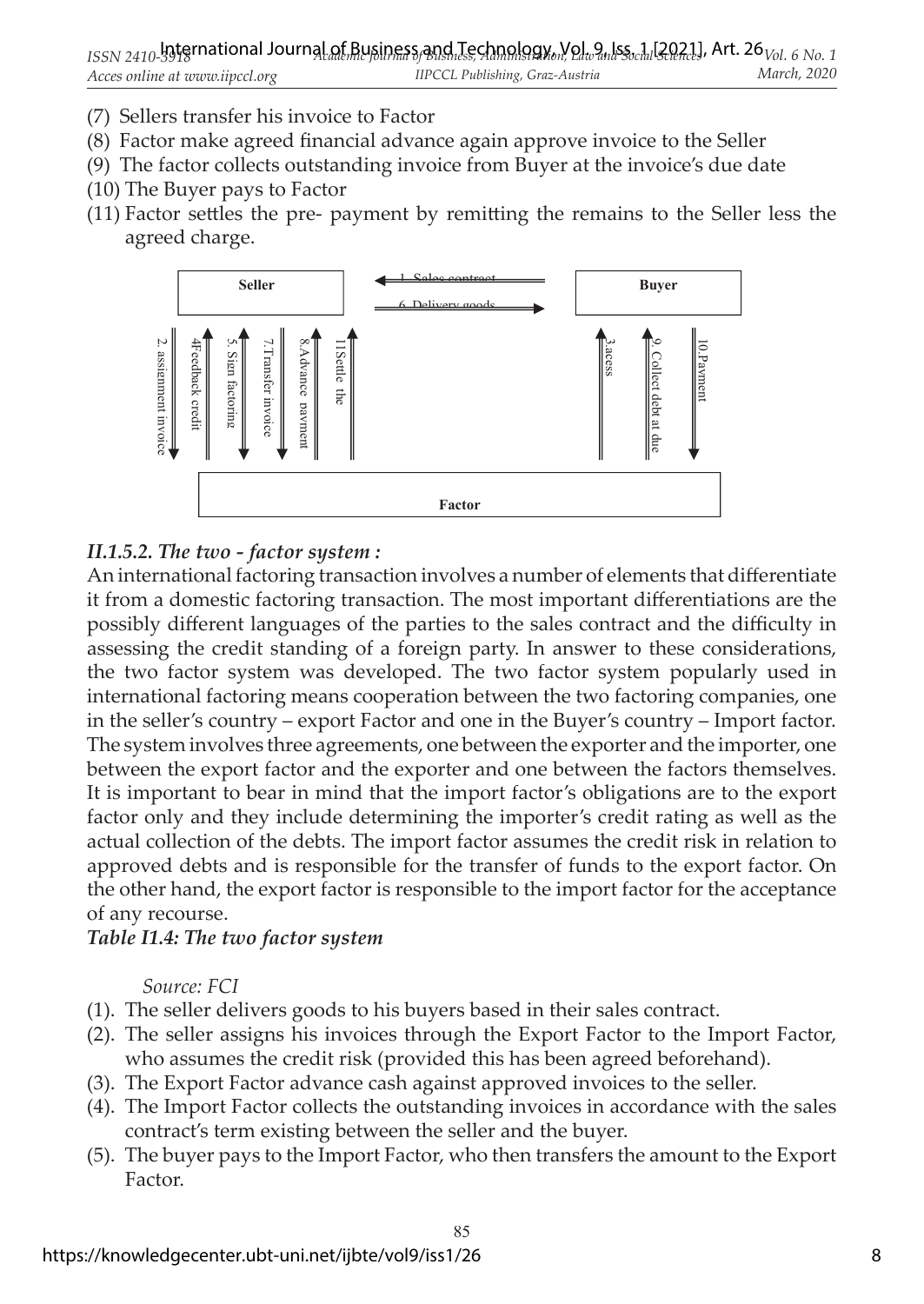(7) Sellers transfer his invoice to Factor
(8) Factor make agreed financial advance again approve invoice to the Seller
(9) The factor collects outstanding invoice from Buyer at the invoice's due date
(10) The Buyer pays to Factor
(11) Factor settles the pre- payment by remitting the remains to the Seller less the agreed charge.

Seller — 1. Sales contract — Buyer
6. Delivery goods

2. assignment invoice
4Feedback credit
5. Sign factoring
7.Transfer invoice
8.Advance payment
11Settle the
3.acess
9. Collect debt at due
10.Payment

Factor

### *II.1.5.2. The two - factor system :*

An international factoring transaction involves a number of elements that differentiate it from a domestic factoring transaction. The most important differentiations are the possibly different languages of the parties to the sales contract and the difficulty in assessing the credit standing of a foreign party. In answer to these considerations, the two factor system was developed. The two factor system popularly used in international factoring means cooperation between the two factoring companies, one in the seller's country – export Factor and one in the Buyer's country – Import factor. The system involves three agreements, one between the exporter and the importer, one between the export factor and the exporter and one between the factors themselves. It is important to bear in mind that the import factor's obligations are to the export factor only and they include determining the importer's credit rating as well as the actual collection of the debts. The import factor assumes the credit risk in relation to approved debts and is responsible for the transfer of funds to the export factor. On the other hand, the export factor is responsible to the import factor for the acceptance of any recourse.

***Table I1.4: The two factor system***

*Source: FCI*

(1). The seller delivers goods to his buyers based in their sales contract.
(2). The seller assigns his invoices through the Export Factor to the Import Factor, who assumes the credit risk (provided this has been agreed beforehand).
(3). The Export Factor advance cash against approved invoices to the seller.
(4). The Import Factor collects the outstanding invoices in accordance with the sales contract's term existing between the seller and the buyer.
(5). The buyer pays to the Import Factor, who then transfers the amount to the Export Factor.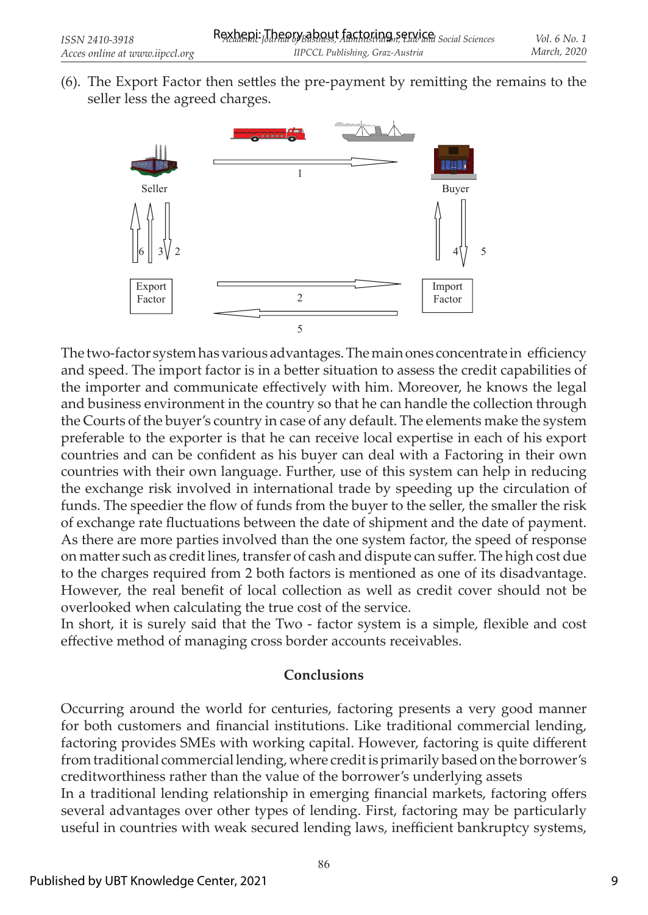(6). The Export Factor then settles the pre-payment by remitting the remains to the seller less the agreed charges.

The two-factor system has various advantages. The main ones concentrate in efficiency and speed. The import factor is in a better situation to assess the credit capabilities of the importer and communicate effectively with him. Moreover, he knows the legal and business environment in the country so that he can handle the collection through the Courts of the buyer's country in case of any default. The elements make the system preferable to the exporter is that he can receive local expertise in each of his export countries and can be confident as his buyer can deal with a Factoring in their own countries with their own language. Further, use of this system can help in reducing the exchange risk involved in international trade by speeding up the circulation of funds. The speedier the flow of funds from the buyer to the seller, the smaller the risk of exchange rate fluctuations between the date of shipment and the date of payment. As there are more parties involved than the one system factor, the speed of response on matter such as credit lines, transfer of cash and dispute can suffer. The high cost due to the charges required from 2 both factors is mentioned as one of its disadvantage. However, the real benefit of local collection as well as credit cover should not be overlooked when calculating the true cost of the service.
In short, it is surely said that the Two - factor system is a simple, flexible and cost effective method of managing cross border accounts receivables.

## Conclusions

Occurring around the world for centuries, factoring presents a very good manner for both customers and financial institutions. Like traditional commercial lending, factoring provides SMEs with working capital. However, factoring is quite different from traditional commercial lending, where credit is primarily based on the borrower's creditworthiness rather than the value of the borrower's underlying assets
In a traditional lending relationship in emerging financial markets, factoring offers several advantages over other types of lending. First, factoring may be particularly useful in countries with weak secured lending laws, inefficient bankruptcy systems,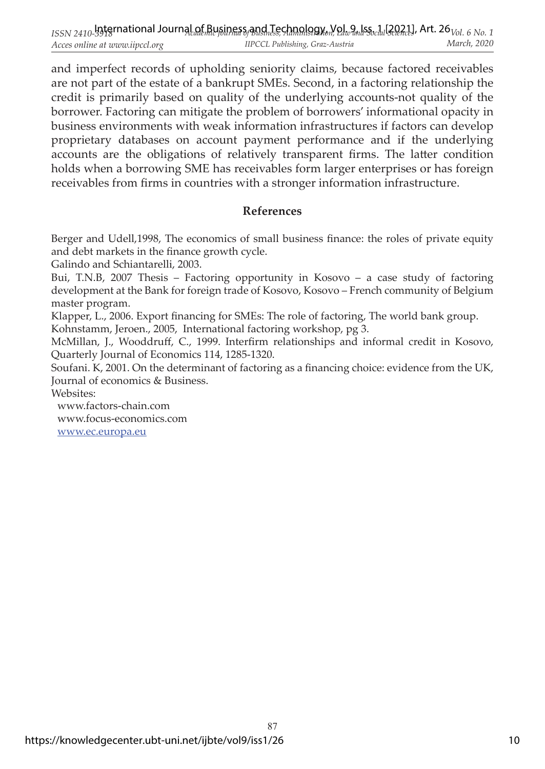and imperfect records of upholding seniority claims, because factored receivables are not part of the estate of a bankrupt SMEs. Second, in a factoring relationship the credit is primarily based on quality of the underlying accounts-not quality of the borrower. Factoring can mitigate the problem of borrowers' informational opacity in business environments with weak information infrastructures if factors can develop proprietary databases on account payment performance and if the underlying accounts are the obligations of relatively transparent firms. The latter condition holds when a borrowing SME has receivables form larger enterprises or has foreign receivables from firms in countries with a stronger information infrastructure.

## References

Berger and Udell,1998, The economics of small business finance: the roles of private equity and debt markets in the finance growth cycle.

Galindo and Schiantarelli, 2003.

Bui, T.N.B, 2007 Thesis – Factoring opportunity in Kosovo – a case study of factoring development at the Bank for foreign trade of Kosovo, Kosovo – French community of Belgium master program.

Klapper, L., 2006. Export financing for SMEs: The role of factoring, The world bank group.

Kohnstamm, Jeroen., 2005, International factoring workshop, pg 3.

McMillan, J., Wooddruff, C., 1999. Interfirm relationships and informal credit in Kosovo, Quarterly Journal of Economics 114, 1285-1320.

Soufani. K, 2001. On the determinant of factoring as a financing choice: evidence from the UK, Journal of economics & Business.

Websites:

www.factors-chain.com

www.focus-economics.com

www.ec.europa.eu